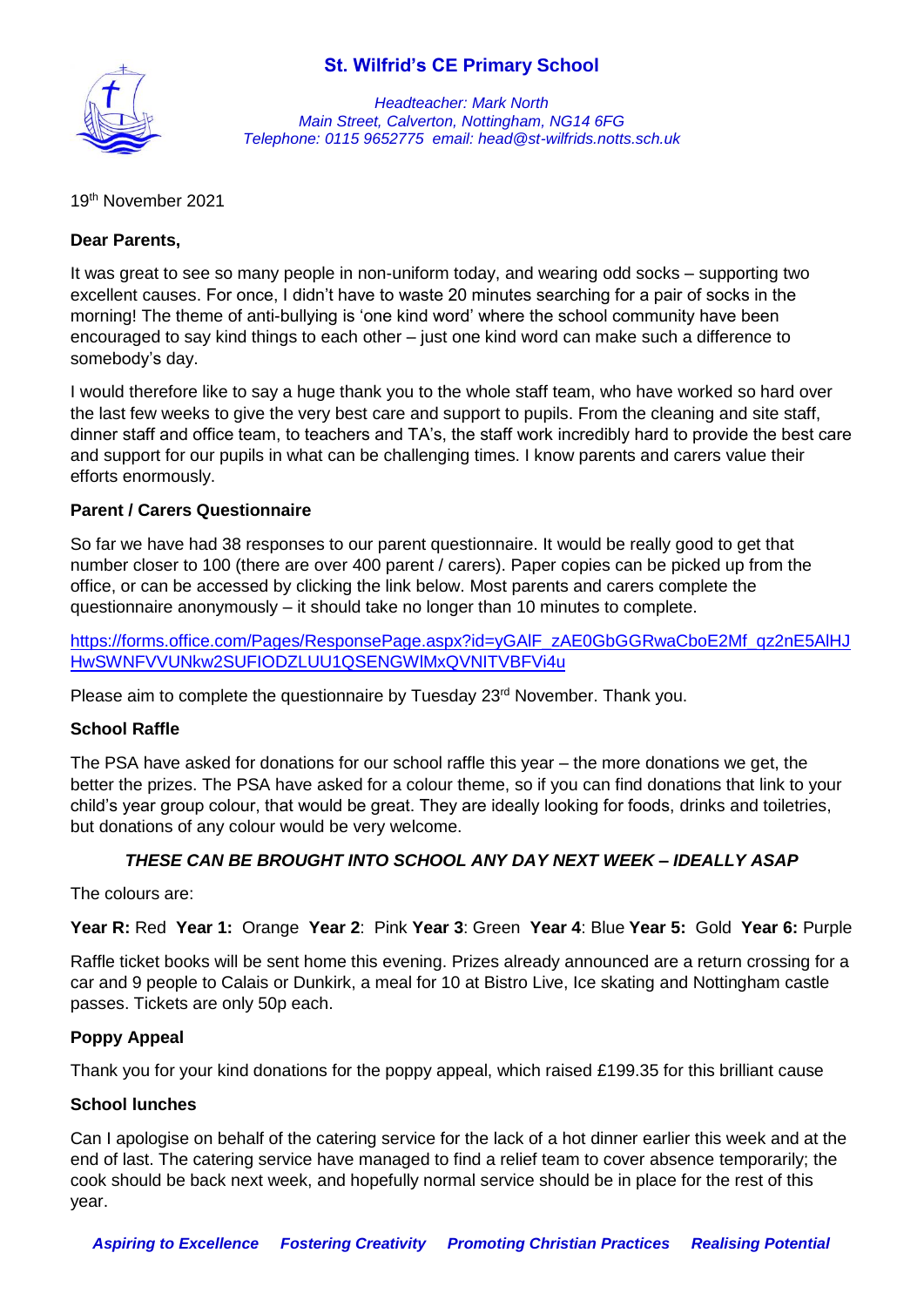# St. Wilfrid's CE Primary School

*Headteacher: Mark North*
*Main Street, Calverton, Nottingham, NG14 6FG*
*Telephone: 0115 9652775 email: head@st-wilfrids.notts.sch.uk*

19th November 2021

**Dear Parents,**

It was great to see so many people in non-uniform today, and wearing odd socks – supporting two excellent causes. For once, I didn't have to waste 20 minutes searching for a pair of socks in the morning! The theme of anti-bullying is 'one kind word' where the school community have been encouraged to say kind things to each other – just one kind word can make such a difference to somebody's day.

I would therefore like to say a huge thank you to the whole staff team, who have worked so hard over the last few weeks to give the very best care and support to pupils. From the cleaning and site staff, dinner staff and office team, to teachers and TA's, the staff work incredibly hard to provide the best care and support for our pupils in what can be challenging times. I know parents and carers value their efforts enormously.

**Parent / Carers Questionnaire**

So far we have had 38 responses to our parent questionnaire. It would be really good to get that number closer to 100 (there are over 400 parent / carers). Paper copies can be picked up from the office, or can be accessed by clicking the link below. Most parents and carers complete the questionnaire anonymously – it should take no longer than 10 minutes to complete.

https://forms.office.com/Pages/ResponsePage.aspx?id=yGAlF_zAE0GbGGRwaCboE2Mf_qz2nE5AlHJHwSWNFVVUNkw2SUFIODZLUU1QSENGWlMxQVNITVBFVi4u

Please aim to complete the questionnaire by Tuesday 23rd November. Thank you.

**School Raffle**

The PSA have asked for donations for our school raffle this year – the more donations we get, the better the prizes. The PSA have asked for a colour theme, so if you can find donations that link to your child's year group colour, that would be great. They are ideally looking for foods, drinks and toiletries, but donations of any colour would be very welcome.

***THESE CAN BE BROUGHT INTO SCHOOL ANY DAY NEXT WEEK – IDEALLY ASAP***

The colours are:

**Year R:** Red **Year 1:** Orange **Year 2**: Pink **Year 3**: Green **Year 4**: Blue **Year 5:** Gold **Year 6:** Purple

Raffle ticket books will be sent home this evening. Prizes already announced are a return crossing for a car and 9 people to Calais or Dunkirk, a meal for 10 at Bistro Live, Ice skating and Nottingham castle passes. Tickets are only 50p each.

**Poppy Appeal**

Thank you for your kind donations for the poppy appeal, which raised £199.35 for this brilliant cause

**School lunches**

Can I apologise on behalf of the catering service for the lack of a hot dinner earlier this week and at the end of last. The catering service have managed to find a relief team to cover absence temporarily; the cook should be back next week, and hopefully normal service should be in place for the rest of this year.

***Aspiring to Excellence Fostering Creativity Promoting Christian Practices Realising Potential***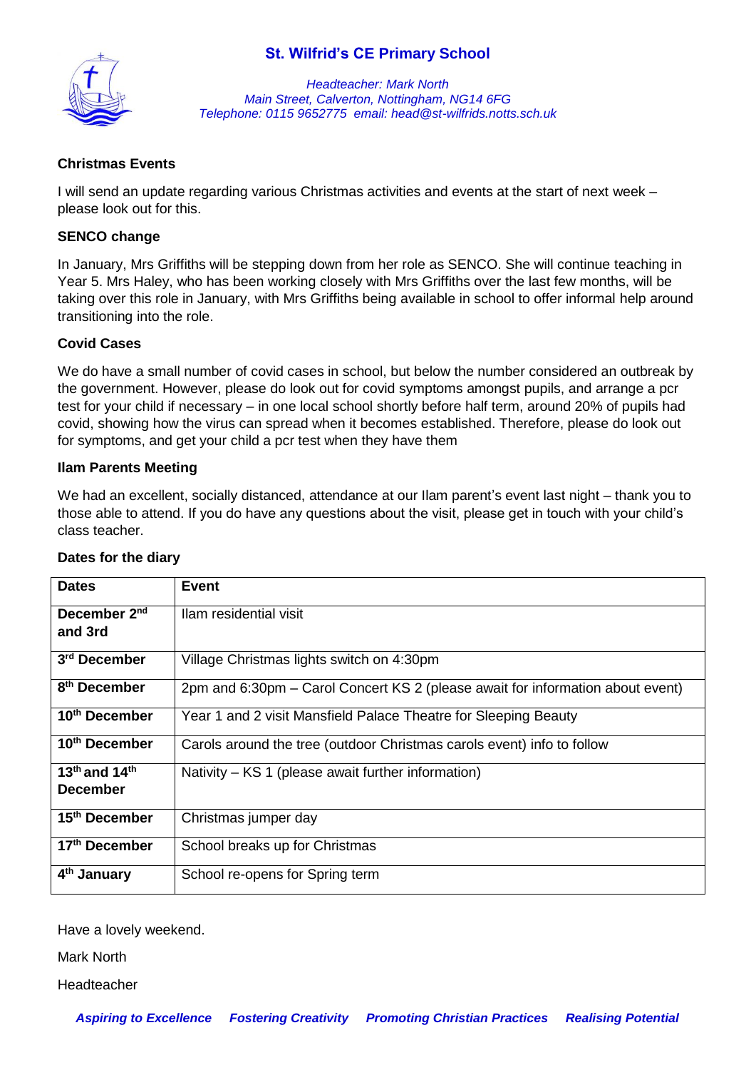# St. Wilfrid's CE Primary School

*Headteacher: Mark North*
*Main Street, Calverton, Nottingham, NG14 6FG*
*Telephone: 0115 9652775 email: head@st-wilfrids.notts.sch.uk*

**Christmas Events**

I will send an update regarding various Christmas activities and events at the start of next week – please look out for this.

**SENCO change**

In January, Mrs Griffiths will be stepping down from her role as SENCO. She will continue teaching in Year 5. Mrs Haley, who has been working closely with Mrs Griffiths over the last few months, will be taking over this role in January, with Mrs Griffiths being available in school to offer informal help around transitioning into the role.

**Covid Cases**

We do have a small number of covid cases in school, but below the number considered an outbreak by the government. However, please do look out for covid symptoms amongst pupils, and arrange a pcr test for your child if necessary – in one local school shortly before half term, around 20% of pupils had covid, showing how the virus can spread when it becomes established. Therefore, please do look out for symptoms, and get your child a pcr test when they have them

**Ilam Parents Meeting**

We had an excellent, socially distanced, attendance at our Ilam parent's event last night – thank you to those able to attend. If you do have any questions about the visit, please get in touch with your child's class teacher.

**Dates for the diary**

| Dates | Event |
|---|---|
| **December 2nd and 3rd** | Ilam residential visit |
| **3rd December** | Village Christmas lights switch on 4:30pm |
| **8th December** | 2pm and 6:30pm – Carol Concert KS 2 (please await for information about event) |
| **10th December** | Year 1 and 2 visit Mansfield Palace Theatre for Sleeping Beauty |
| **10th December** | Carols around the tree (outdoor Christmas carols event) info to follow |
| **13th and 14th December** | Nativity – KS 1 (please await further information) |
| **15th December** | Christmas jumper day |
| **17th December** | School breaks up for Christmas |
| **4th January** | School re-opens for Spring term |

Have a lovely weekend.

Mark North

Headteacher

***Aspiring to Excellence Fostering Creativity Promoting Christian Practices Realising Potential***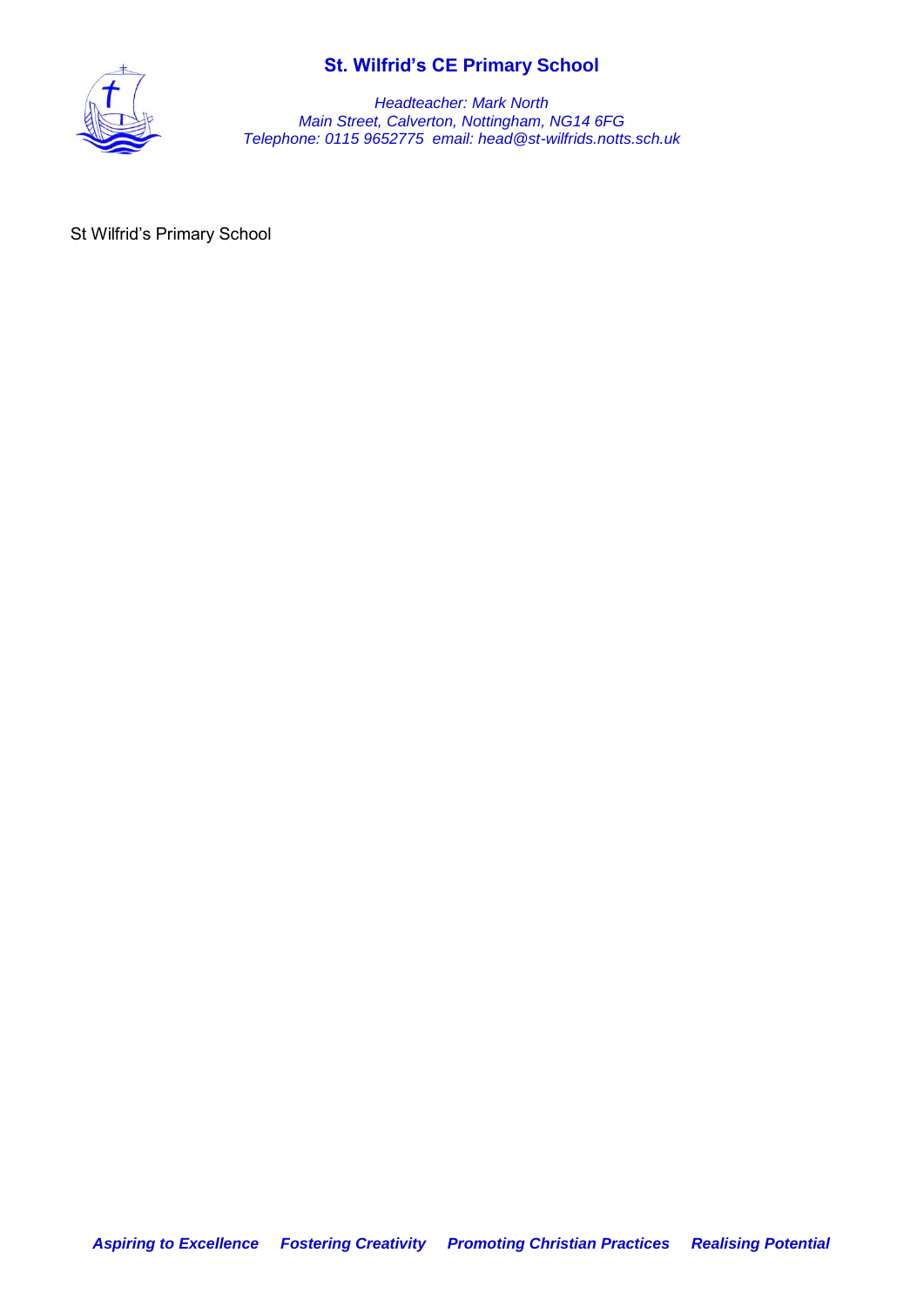**St. Wilfrid's CE Primary School**

*Headteacher: Mark North*
*Main Street, Calverton, Nottingham, NG14 6FG*
*Telephone: 0115 9652775 email: head@st-wilfrids.notts.sch.uk*

St Wilfrid's Primary School

***Aspiring to Excellence Fostering Creativity Promoting Christian Practices Realising Potential***